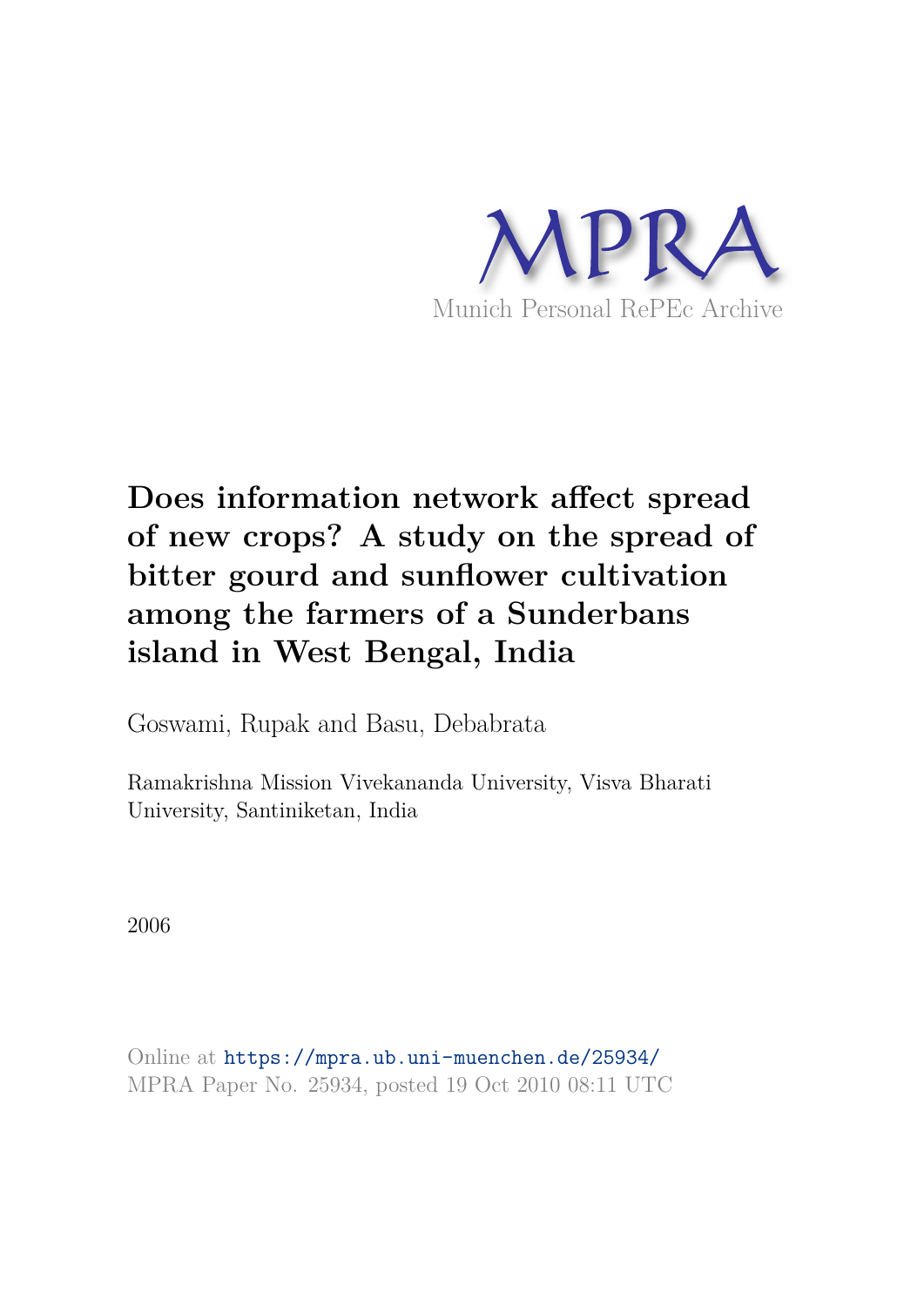MPRA

Munich Personal RePEc Archive

# Does information network affect spread of new crops? A study on the spread of bitter gourd and sunflower cultivation among the farmers of a Sunderbans island in West Bengal, India

Goswami, Rupak and Basu, Debabrata

Ramakrishna Mission Vivekananda University, Visva Bharati University, Santiniketan, India

2006

Online at https://mpra.ub.uni-muenchen.de/25934/
MPRA Paper No. 25934, posted 19 Oct 2010 08:11 UTC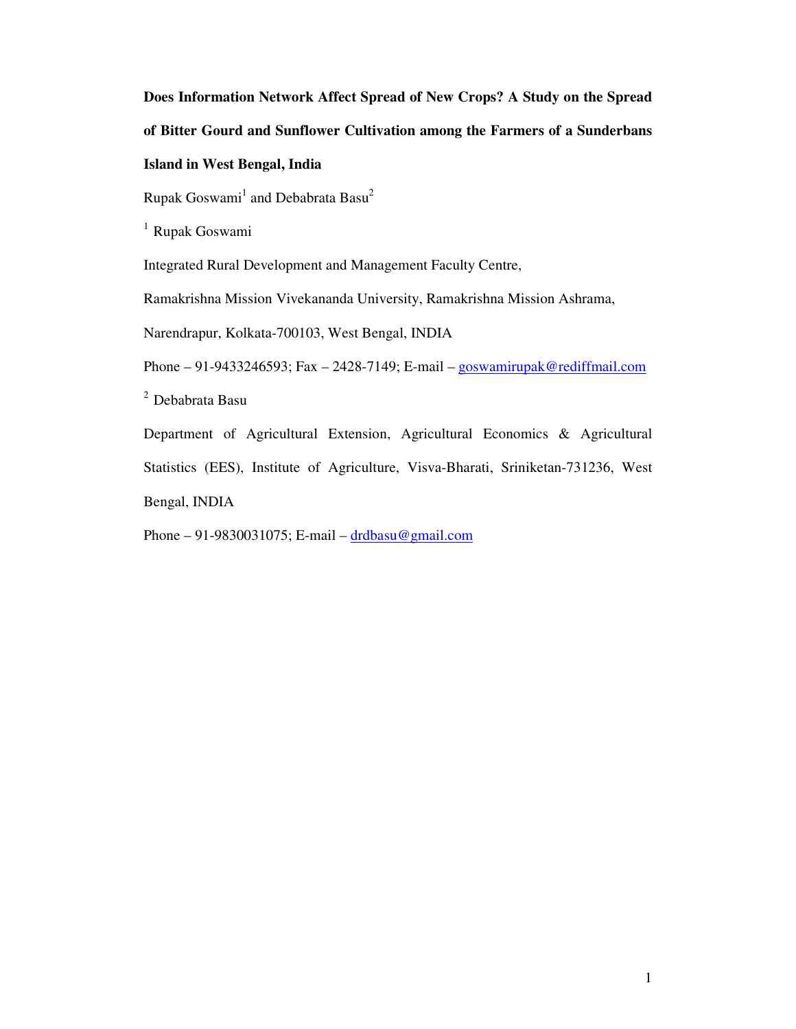**Does Information Network Affect Spread of New Crops? A Study on the Spread of Bitter Gourd and Sunflower Cultivation among the Farmers of a Sunderbans Island in West Bengal, India**

Rupak Goswami[1] and Debabrata Basu[2]

[1] Rupak Goswami

Integrated Rural Development and Management Faculty Centre,

Ramakrishna Mission Vivekananda University, Ramakrishna Mission Ashrama,

Narendrapur, Kolkata-700103, West Bengal, INDIA

Phone – 91-9433246593; Fax – 2428-7149; E-mail – goswamirupak@rediffmail.com

[2] Debabrata Basu

Department of Agricultural Extension, Agricultural Economics & Agricultural Statistics (EES), Institute of Agriculture, Visva-Bharati, Sriniketan-731236, West Bengal, INDIA

Phone – 91-9830031075; E-mail – drdbasu@gmail.com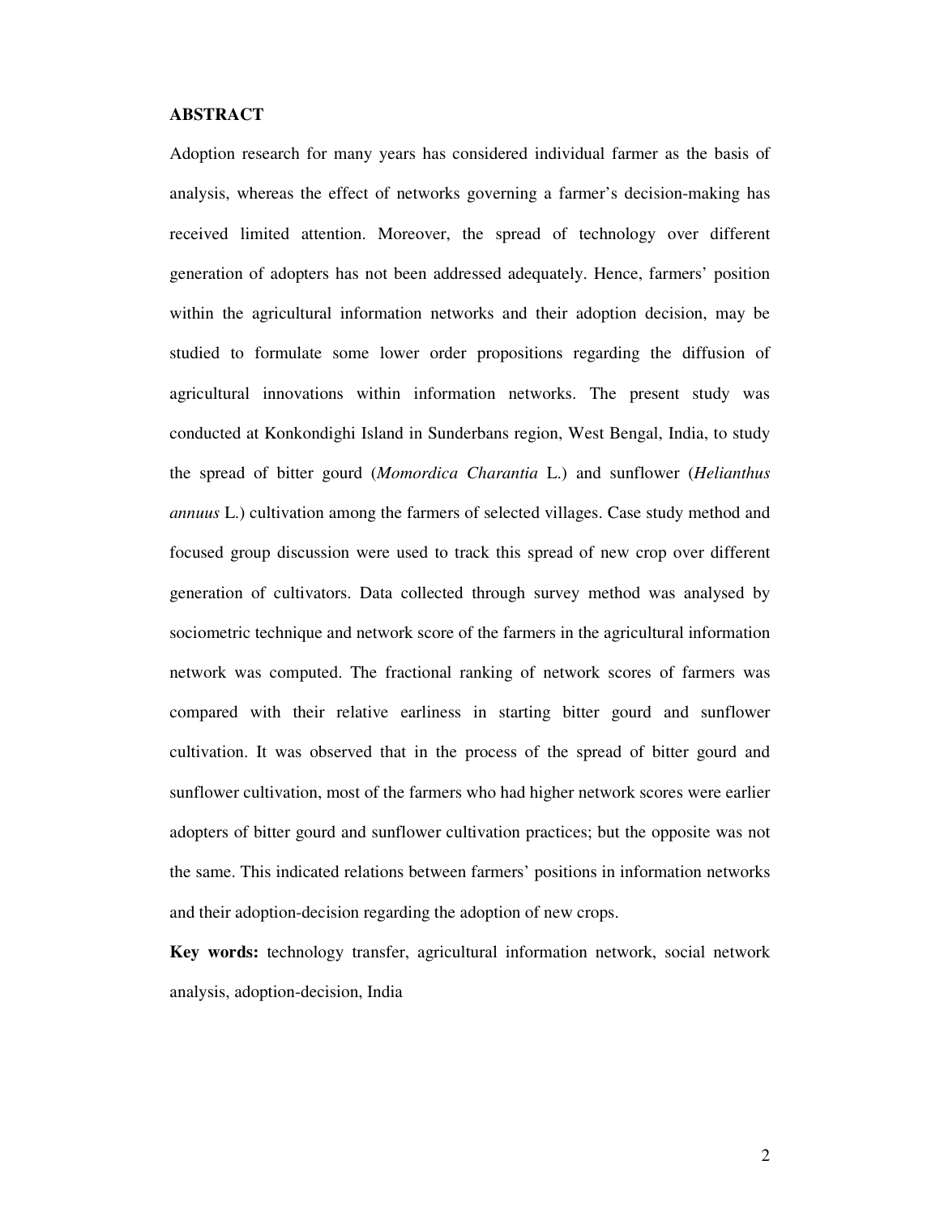## ABSTRACT

Adoption research for many years has considered individual farmer as the basis of analysis, whereas the effect of networks governing a farmer's decision-making has received limited attention. Moreover, the spread of technology over different generation of adopters has not been addressed adequately. Hence, farmers' position within the agricultural information networks and their adoption decision, may be studied to formulate some lower order propositions regarding the diffusion of agricultural innovations within information networks. The present study was conducted at Konkondighi Island in Sunderbans region, West Bengal, India, to study the spread of bitter gourd (*Momordica Charantia* L.) and sunflower (*Helianthus annuus* L.) cultivation among the farmers of selected villages. Case study method and focused group discussion were used to track this spread of new crop over different generation of cultivators. Data collected through survey method was analysed by sociometric technique and network score of the farmers in the agricultural information network was computed. The fractional ranking of network scores of farmers was compared with their relative earliness in starting bitter gourd and sunflower cultivation. It was observed that in the process of the spread of bitter gourd and sunflower cultivation, most of the farmers who had higher network scores were earlier adopters of bitter gourd and sunflower cultivation practices; but the opposite was not the same. This indicated relations between farmers' positions in information networks and their adoption-decision regarding the adoption of new crops.

**Key words:** technology transfer, agricultural information network, social network analysis, adoption-decision, India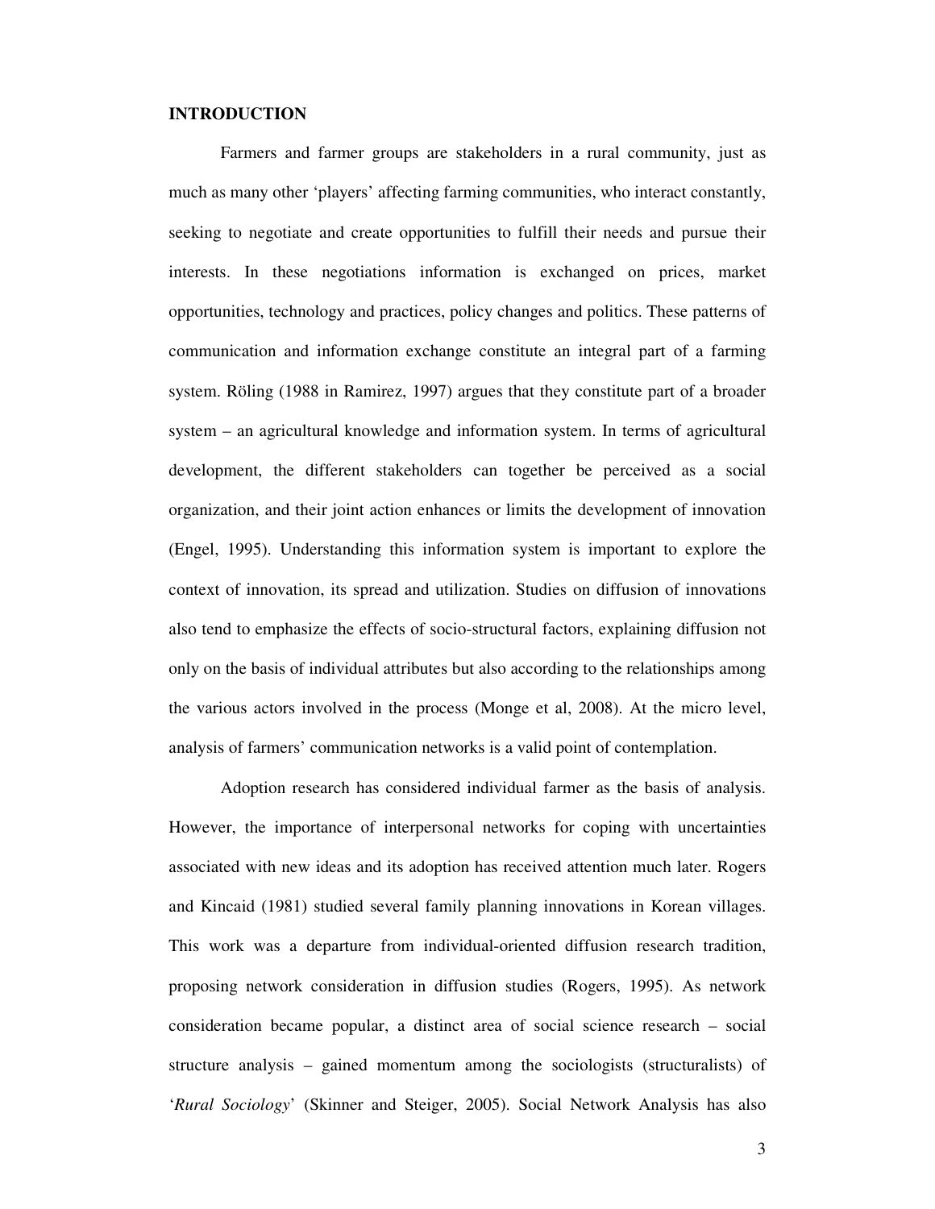**INTRODUCTION**

Farmers and farmer groups are stakeholders in a rural community, just as much as many other 'players' affecting farming communities, who interact constantly, seeking to negotiate and create opportunities to fulfill their needs and pursue their interests. In these negotiations information is exchanged on prices, market opportunities, technology and practices, policy changes and politics. These patterns of communication and information exchange constitute an integral part of a farming system. Röling (1988 in Ramirez, 1997) argues that they constitute part of a broader system – an agricultural knowledge and information system. In terms of agricultural development, the different stakeholders can together be perceived as a social organization, and their joint action enhances or limits the development of innovation (Engel, 1995). Understanding this information system is important to explore the context of innovation, its spread and utilization. Studies on diffusion of innovations also tend to emphasize the effects of socio-structural factors, explaining diffusion not only on the basis of individual attributes but also according to the relationships among the various actors involved in the process (Monge et al, 2008). At the micro level, analysis of farmers' communication networks is a valid point of contemplation.

Adoption research has considered individual farmer as the basis of analysis. However, the importance of interpersonal networks for coping with uncertainties associated with new ideas and its adoption has received attention much later. Rogers and Kincaid (1981) studied several family planning innovations in Korean villages. This work was a departure from individual-oriented diffusion research tradition, proposing network consideration in diffusion studies (Rogers, 1995). As network consideration became popular, a distinct area of social science research – social structure analysis – gained momentum among the sociologists (structuralists) of '*Rural Sociology*' (Skinner and Steiger, 2005). Social Network Analysis has also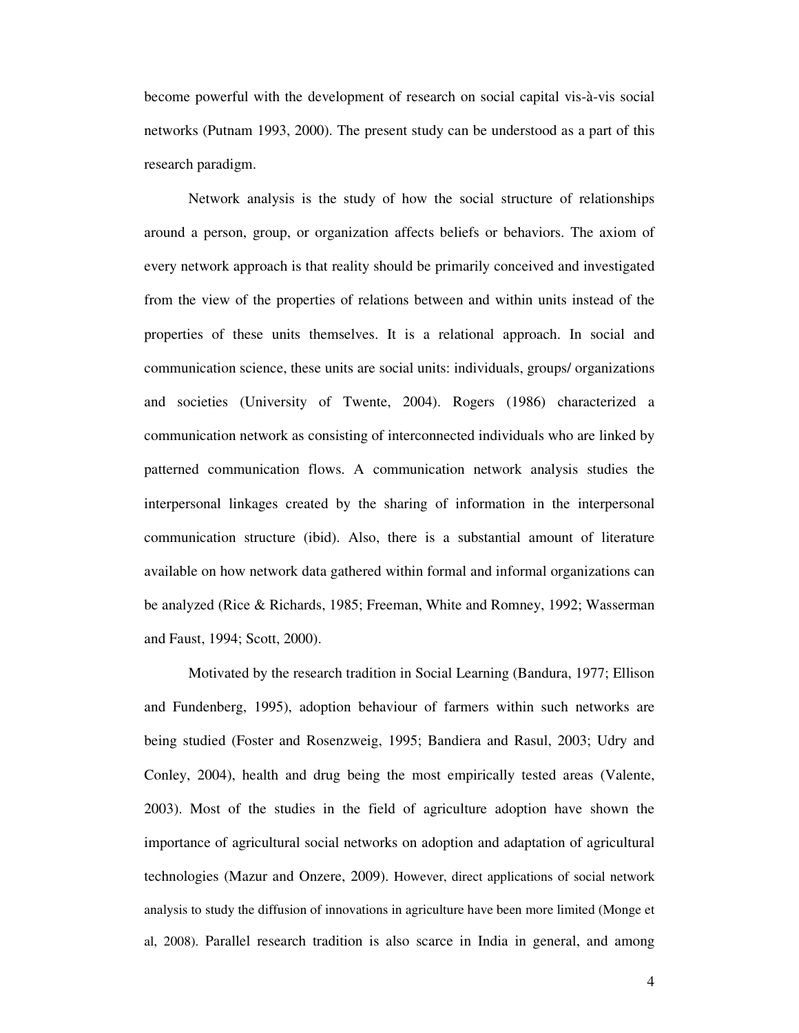become powerful with the development of research on social capital vis-à-vis social networks (Putnam 1993, 2000). The present study can be understood as a part of this research paradigm.

Network analysis is the study of how the social structure of relationships around a person, group, or organization affects beliefs or behaviors. The axiom of every network approach is that reality should be primarily conceived and investigated from the view of the properties of relations between and within units instead of the properties of these units themselves. It is a relational approach. In social and communication science, these units are social units: individuals, groups/ organizations and societies (University of Twente, 2004). Rogers (1986) characterized a communication network as consisting of interconnected individuals who are linked by patterned communication flows. A communication network analysis studies the interpersonal linkages created by the sharing of information in the interpersonal communication structure (ibid). Also, there is a substantial amount of literature available on how network data gathered within formal and informal organizations can be analyzed (Rice & Richards, 1985; Freeman, White and Romney, 1992; Wasserman and Faust, 1994; Scott, 2000).

Motivated by the research tradition in Social Learning (Bandura, 1977; Ellison and Fundenberg, 1995), adoption behaviour of farmers within such networks are being studied (Foster and Rosenzweig, 1995; Bandiera and Rasul, 2003; Udry and Conley, 2004), health and drug being the most empirically tested areas (Valente, 2003). Most of the studies in the field of agriculture adoption have shown the importance of agricultural social networks on adoption and adaptation of agricultural technologies (Mazur and Onzere, 2009). However, direct applications of social network analysis to study the diffusion of innovations in agriculture have been more limited (Monge et al, 2008). Parallel research tradition is also scarce in India in general, and among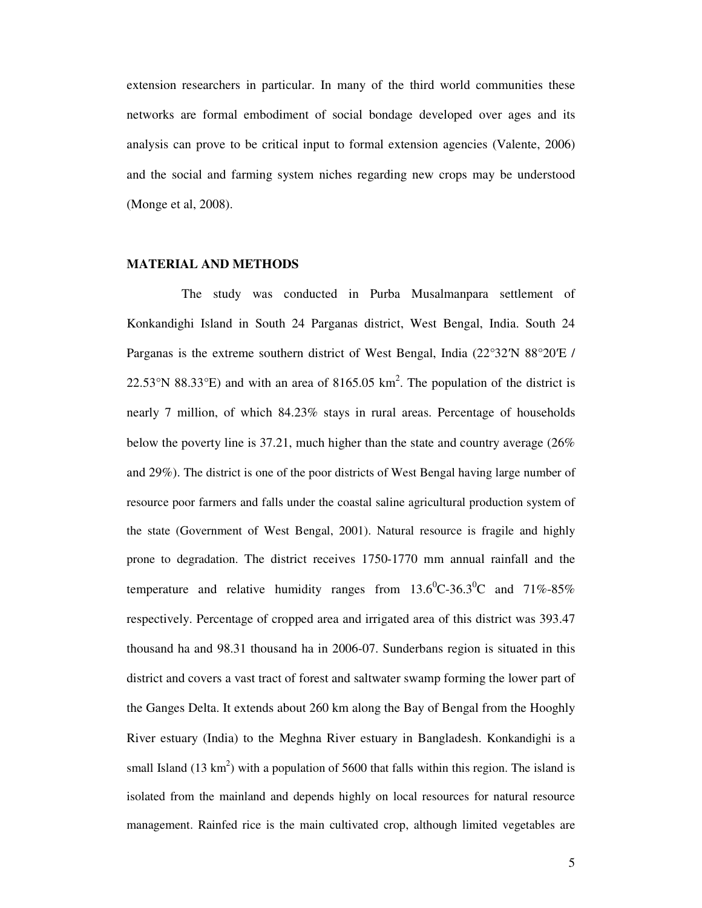extension researchers in particular. In many of the third world communities these networks are formal embodiment of social bondage developed over ages and its analysis can prove to be critical input to formal extension agencies (Valente, 2006) and the social and farming system niches regarding new crops may be understood (Monge et al, 2008).

## MATERIAL AND METHODS

The study was conducted in Purba Musalmanpara settlement of Konkandighi Island in South 24 Parganas district, West Bengal, India. South 24 Parganas is the extreme southern district of West Bengal, India (22°32′N 88°20′E / 22.53°N 88.33°E) and with an area of 8165.05 km$^2$. The population of the district is nearly 7 million, of which 84.23% stays in rural areas. Percentage of households below the poverty line is 37.21, much higher than the state and country average (26% and 29%). The district is one of the poor districts of West Bengal having large number of resource poor farmers and falls under the coastal saline agricultural production system of the state (Government of West Bengal, 2001). Natural resource is fragile and highly prone to degradation. The district receives 1750-1770 mm annual rainfall and the temperature and relative humidity ranges from 13.6$^0$C-36.3$^0$C and 71%-85% respectively. Percentage of cropped area and irrigated area of this district was 393.47 thousand ha and 98.31 thousand ha in 2006-07. Sunderbans region is situated in this district and covers a vast tract of forest and saltwater swamp forming the lower part of the Ganges Delta. It extends about 260 km along the Bay of Bengal from the Hooghly River estuary (India) to the Meghna River estuary in Bangladesh. Konkandighi is a small Island (13 km$^2$) with a population of 5600 that falls within this region. The island is isolated from the mainland and depends highly on local resources for natural resource management. Rainfed rice is the main cultivated crop, although limited vegetables are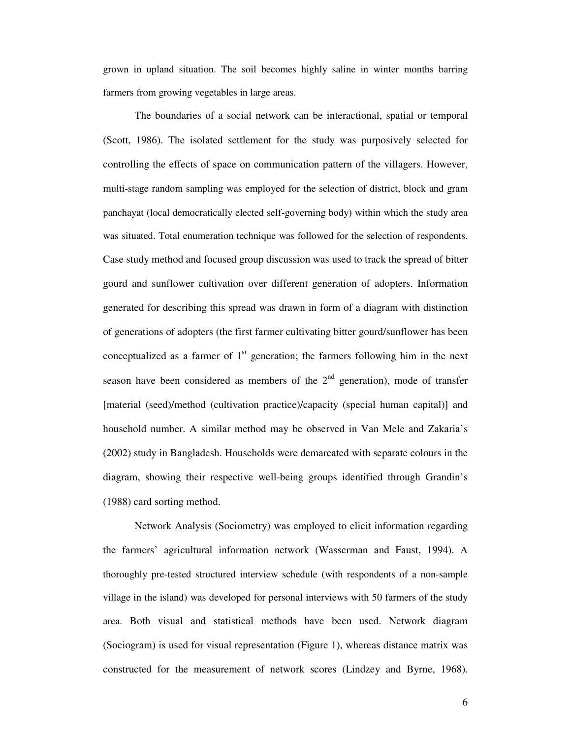grown in upland situation. The soil becomes highly saline in winter months barring farmers from growing vegetables in large areas.

The boundaries of a social network can be interactional, spatial or temporal (Scott, 1986). The isolated settlement for the study was purposively selected for controlling the effects of space on communication pattern of the villagers. However, multi-stage random sampling was employed for the selection of district, block and gram panchayat (local democratically elected self-governing body) within which the study area was situated. Total enumeration technique was followed for the selection of respondents. Case study method and focused group discussion was used to track the spread of bitter gourd and sunflower cultivation over different generation of adopters. Information generated for describing this spread was drawn in form of a diagram with distinction of generations of adopters (the first farmer cultivating bitter gourd/sunflower has been conceptualized as a farmer of 1st generation; the farmers following him in the next season have been considered as members of the 2nd generation), mode of transfer [material (seed)/method (cultivation practice)/capacity (special human capital)] and household number. A similar method may be observed in Van Mele and Zakaria's (2002) study in Bangladesh. Households were demarcated with separate colours in the diagram, showing their respective well-being groups identified through Grandin's (1988) card sorting method.

Network Analysis (Sociometry) was employed to elicit information regarding the farmers' agricultural information network (Wasserman and Faust, 1994). A thoroughly pre-tested structured interview schedule (with respondents of a non-sample village in the island) was developed for personal interviews with 50 farmers of the study area. Both visual and statistical methods have been used. Network diagram (Sociogram) is used for visual representation (Figure 1), whereas distance matrix was constructed for the measurement of network scores (Lindzey and Byrne, 1968).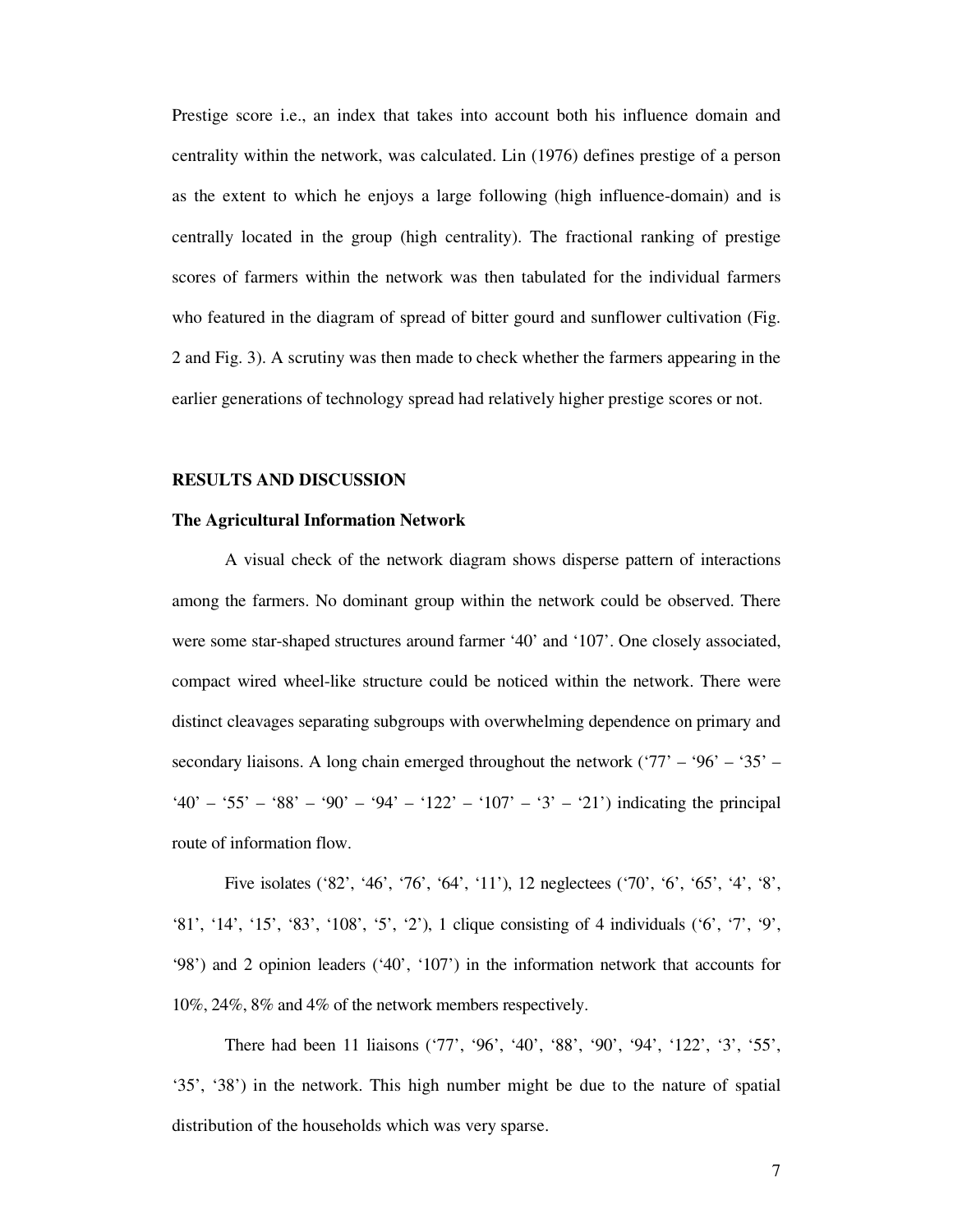Prestige score i.e., an index that takes into account both his influence domain and centrality within the network, was calculated. Lin (1976) defines prestige of a person as the extent to which he enjoys a large following (high influence-domain) and is centrally located in the group (high centrality). The fractional ranking of prestige scores of farmers within the network was then tabulated for the individual farmers who featured in the diagram of spread of bitter gourd and sunflower cultivation (Fig. 2 and Fig. 3). A scrutiny was then made to check whether the farmers appearing in the earlier generations of technology spread had relatively higher prestige scores or not.

## RESULTS AND DISCUSSION

### The Agricultural Information Network

A visual check of the network diagram shows disperse pattern of interactions among the farmers. No dominant group within the network could be observed. There were some star-shaped structures around farmer '40' and '107'. One closely associated, compact wired wheel-like structure could be noticed within the network. There were distinct cleavages separating subgroups with overwhelming dependence on primary and secondary liaisons. A long chain emerged throughout the network ('77' – '96' – '35' – '40' – '55' – '88' – '90' – '94' – '122' – '107' – '3' – '21') indicating the principal route of information flow.

Five isolates ('82', '46', '76', '64', '11'), 12 neglectees ('70', '6', '65', '4', '8', '81', '14', '15', '83', '108', '5', '2'), 1 clique consisting of 4 individuals ('6', '7', '9', '98') and 2 opinion leaders ('40', '107') in the information network that accounts for 10%, 24%, 8% and 4% of the network members respectively.

There had been 11 liaisons ('77', '96', '40', '88', '90', '94', '122', '3', '55', '35', '38') in the network. This high number might be due to the nature of spatial distribution of the households which was very sparse.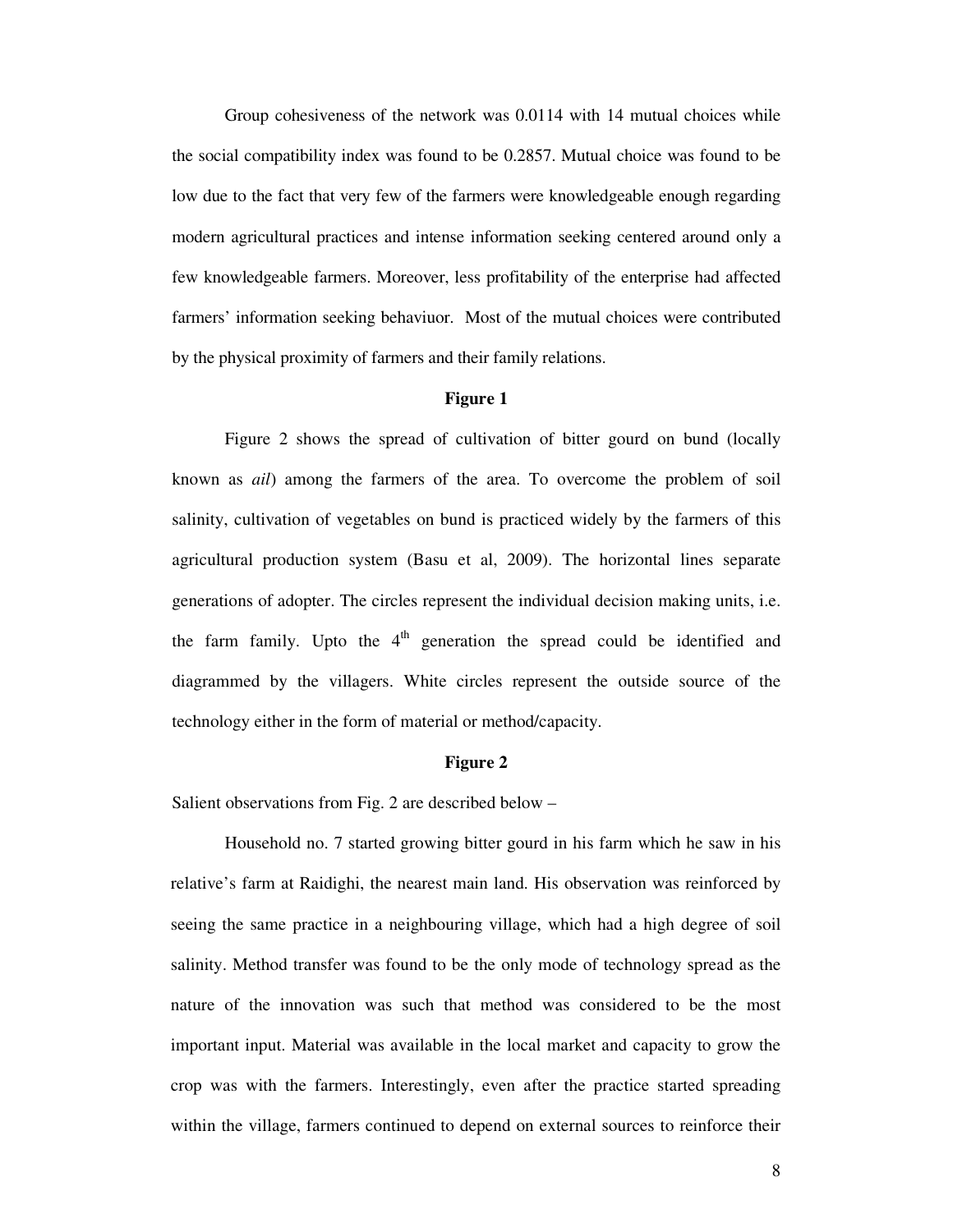Group cohesiveness of the network was 0.0114 with 14 mutual choices while the social compatibility index was found to be 0.2857. Mutual choice was found to be low due to the fact that very few of the farmers were knowledgeable enough regarding modern agricultural practices and intense information seeking centered around only a few knowledgeable farmers. Moreover, less profitability of the enterprise had affected farmers' information seeking behaviuor. Most of the mutual choices were contributed by the physical proximity of farmers and their family relations.

**Figure 1**

Figure 2 shows the spread of cultivation of bitter gourd on bund (locally known as *ail*) among the farmers of the area. To overcome the problem of soil salinity, cultivation of vegetables on bund is practiced widely by the farmers of this agricultural production system (Basu et al, 2009). The horizontal lines separate generations of adopter. The circles represent the individual decision making units, i.e. the farm family. Upto the 4th generation the spread could be identified and diagrammed by the villagers. White circles represent the outside source of the technology either in the form of material or method/capacity.

**Figure 2**

Salient observations from Fig. 2 are described below –

Household no. 7 started growing bitter gourd in his farm which he saw in his relative's farm at Raidighi, the nearest main land. His observation was reinforced by seeing the same practice in a neighbouring village, which had a high degree of soil salinity. Method transfer was found to be the only mode of technology spread as the nature of the innovation was such that method was considered to be the most important input. Material was available in the local market and capacity to grow the crop was with the farmers. Interestingly, even after the practice started spreading within the village, farmers continued to depend on external sources to reinforce their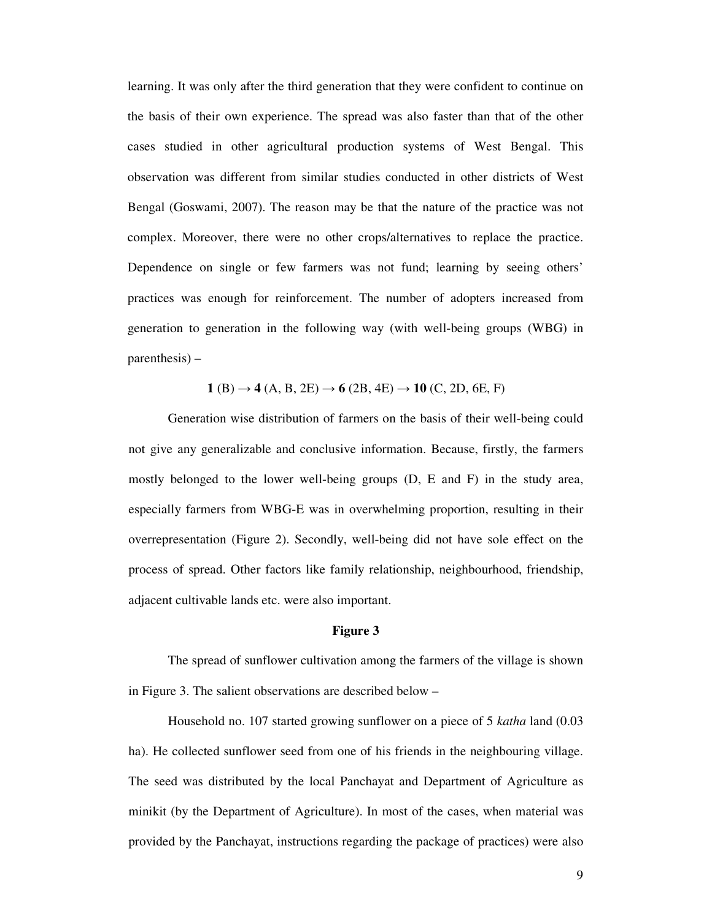learning. It was only after the third generation that they were confident to continue on the basis of their own experience. The spread was also faster than that of the other cases studied in other agricultural production systems of West Bengal. This observation was different from similar studies conducted in other districts of West Bengal (Goswami, 2007). The reason may be that the nature of the practice was not complex. Moreover, there were no other crops/alternatives to replace the practice. Dependence on single or few farmers was not fund; learning by seeing others' practices was enough for reinforcement. The number of adopters increased from generation to generation in the following way (with well-being groups (WBG) in parenthesis) –

**1** (B) → **4** (A, B, 2E) → **6** (2B, 4E) → **10** (C, 2D, 6E, F)

Generation wise distribution of farmers on the basis of their well-being could not give any generalizable and conclusive information. Because, firstly, the farmers mostly belonged to the lower well-being groups (D, E and F) in the study area, especially farmers from WBG-E was in overwhelming proportion, resulting in their overrepresentation (Figure 2). Secondly, well-being did not have sole effect on the process of spread. Other factors like family relationship, neighbourhood, friendship, adjacent cultivable lands etc. were also important.

**Figure 3**

The spread of sunflower cultivation among the farmers of the village is shown in Figure 3. The salient observations are described below –

Household no. 107 started growing sunflower on a piece of 5 *katha* land (0.03 ha). He collected sunflower seed from one of his friends in the neighbouring village. The seed was distributed by the local Panchayat and Department of Agriculture as minikit (by the Department of Agriculture). In most of the cases, when material was provided by the Panchayat, instructions regarding the package of practices) were also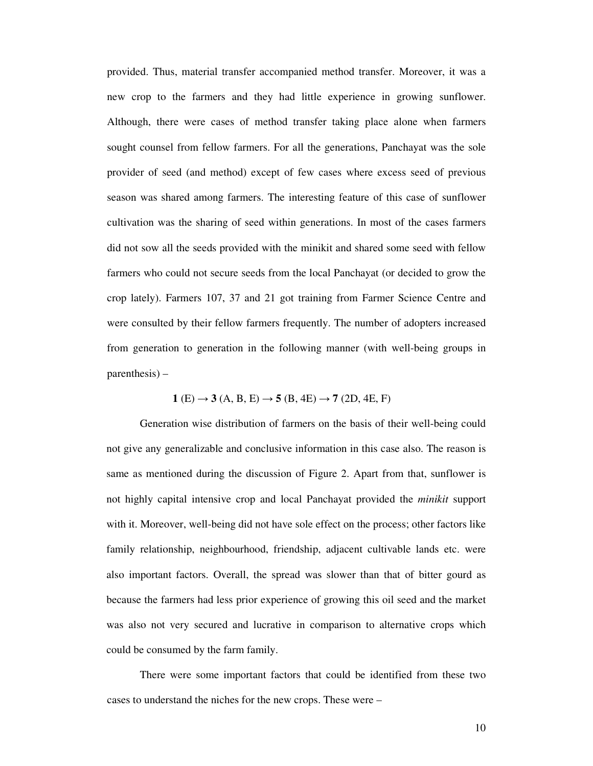provided. Thus, material transfer accompanied method transfer. Moreover, it was a new crop to the farmers and they had little experience in growing sunflower. Although, there were cases of method transfer taking place alone when farmers sought counsel from fellow farmers. For all the generations, Panchayat was the sole provider of seed (and method) except of few cases where excess seed of previous season was shared among farmers. The interesting feature of this case of sunflower cultivation was the sharing of seed within generations. In most of the cases farmers did not sow all the seeds provided with the minikit and shared some seed with fellow farmers who could not secure seeds from the local Panchayat (or decided to grow the crop lately). Farmers 107, 37 and 21 got training from Farmer Science Centre and were consulted by their fellow farmers frequently. The number of adopters increased from generation to generation in the following manner (with well-being groups in parenthesis) –

**1** (E) → **3** (A, B, E) → **5** (B, 4E) → **7** (2D, 4E, F)

Generation wise distribution of farmers on the basis of their well-being could not give any generalizable and conclusive information in this case also. The reason is same as mentioned during the discussion of Figure 2. Apart from that, sunflower is not highly capital intensive crop and local Panchayat provided the *minikit* support with it. Moreover, well-being did not have sole effect on the process; other factors like family relationship, neighbourhood, friendship, adjacent cultivable lands etc. were also important factors. Overall, the spread was slower than that of bitter gourd as because the farmers had less prior experience of growing this oil seed and the market was also not very secured and lucrative in comparison to alternative crops which could be consumed by the farm family.

There were some important factors that could be identified from these two cases to understand the niches for the new crops. These were –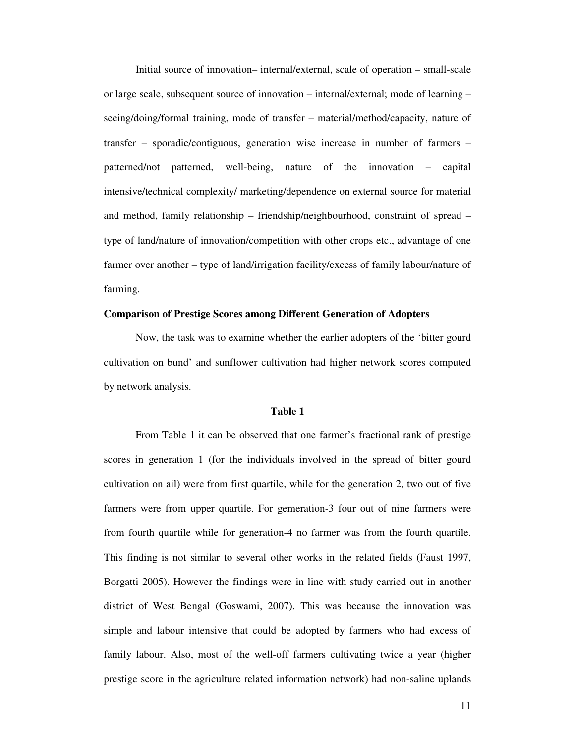Initial source of innovation– internal/external, scale of operation – small-scale or large scale, subsequent source of innovation – internal/external; mode of learning – seeing/doing/formal training, mode of transfer – material/method/capacity, nature of transfer – sporadic/contiguous, generation wise increase in number of farmers – patterned/not patterned, well-being, nature of the innovation – capital intensive/technical complexity/ marketing/dependence on external source for material and method, family relationship – friendship/neighbourhood, constraint of spread – type of land/nature of innovation/competition with other crops etc., advantage of one farmer over another – type of land/irrigation facility/excess of family labour/nature of farming.

**Comparison of Prestige Scores among Different Generation of Adopters**

Now, the task was to examine whether the earlier adopters of the 'bitter gourd cultivation on bund' and sunflower cultivation had higher network scores computed by network analysis.

**Table 1**

From Table 1 it can be observed that one farmer's fractional rank of prestige scores in generation 1 (for the individuals involved in the spread of bitter gourd cultivation on ail) were from first quartile, while for the generation 2, two out of five farmers were from upper quartile. For gemeration-3 four out of nine farmers were from fourth quartile while for generation-4 no farmer was from the fourth quartile. This finding is not similar to several other works in the related fields (Faust 1997, Borgatti 2005). However the findings were in line with study carried out in another district of West Bengal (Goswami, 2007). This was because the innovation was simple and labour intensive that could be adopted by farmers who had excess of family labour. Also, most of the well-off farmers cultivating twice a year (higher prestige score in the agriculture related information network) had non-saline uplands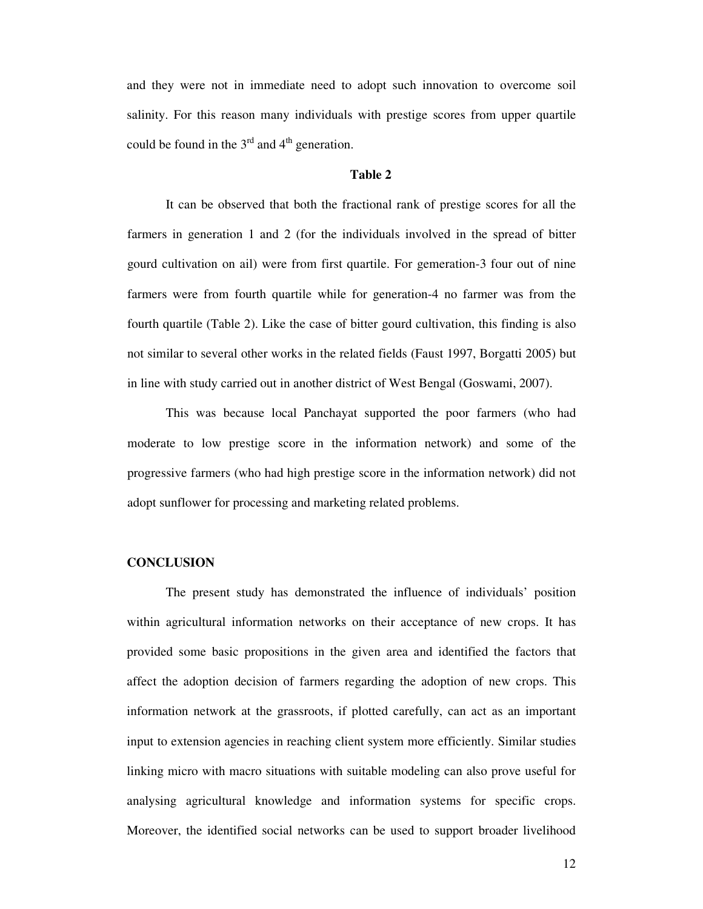and they were not in immediate need to adopt such innovation to overcome soil salinity. For this reason many individuals with prestige scores from upper quartile could be found in the 3rd and 4th generation.

**Table 2**

It can be observed that both the fractional rank of prestige scores for all the farmers in generation 1 and 2 (for the individuals involved in the spread of bitter gourd cultivation on ail) were from first quartile. For gemeration-3 four out of nine farmers were from fourth quartile while for generation-4 no farmer was from the fourth quartile (Table 2). Like the case of bitter gourd cultivation, this finding is also not similar to several other works in the related fields (Faust 1997, Borgatti 2005) but in line with study carried out in another district of West Bengal (Goswami, 2007).

This was because local Panchayat supported the poor farmers (who had moderate to low prestige score in the information network) and some of the progressive farmers (who had high prestige score in the information network) did not adopt sunflower for processing and marketing related problems.

## CONCLUSION

The present study has demonstrated the influence of individuals' position within agricultural information networks on their acceptance of new crops. It has provided some basic propositions in the given area and identified the factors that affect the adoption decision of farmers regarding the adoption of new crops. This information network at the grassroots, if plotted carefully, can act as an important input to extension agencies in reaching client system more efficiently. Similar studies linking micro with macro situations with suitable modeling can also prove useful for analysing agricultural knowledge and information systems for specific crops. Moreover, the identified social networks can be used to support broader livelihood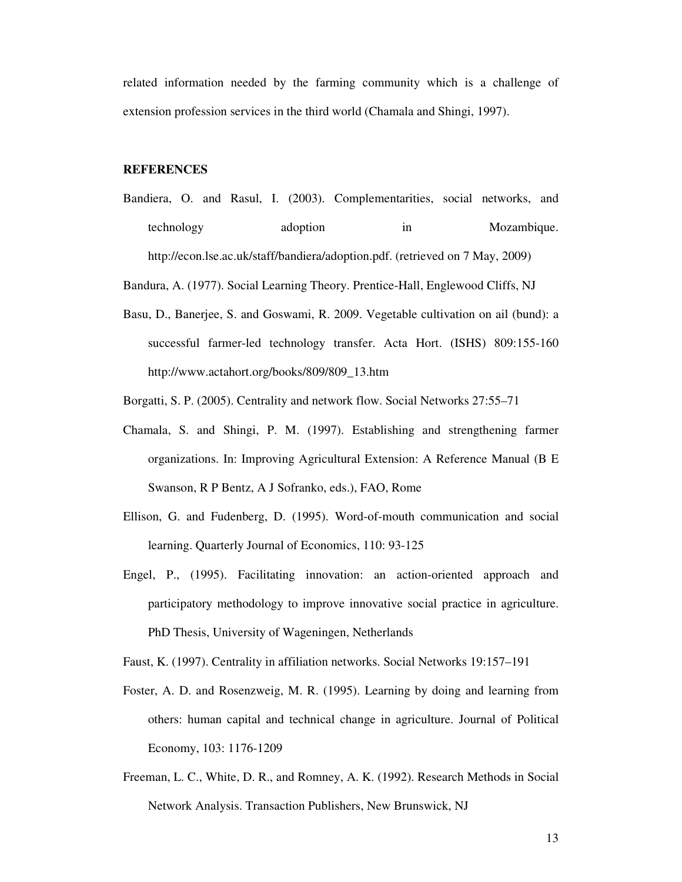related information needed by the farming community which is a challenge of extension profession services in the third world (Chamala and Shingi, 1997).

**REFERENCES**

Bandiera, O. and Rasul, I. (2003). Complementarities, social networks, and technology adoption in Mozambique. http://econ.lse.ac.uk/staff/bandiera/adoption.pdf. (retrieved on 7 May, 2009)

Bandura, A. (1977). Social Learning Theory. Prentice-Hall, Englewood Cliffs, NJ

Basu, D., Banerjee, S. and Goswami, R. 2009. Vegetable cultivation on ail (bund): a successful farmer-led technology transfer. Acta Hort. (ISHS) 809:155-160 http://www.actahort.org/books/809/809_13.htm

Borgatti, S. P. (2005). Centrality and network flow. Social Networks 27:55–71

Chamala, S. and Shingi, P. M. (1997). Establishing and strengthening farmer organizations. In: Improving Agricultural Extension: A Reference Manual (B E Swanson, R P Bentz, A J Sofranko, eds.), FAO, Rome

Ellison, G. and Fudenberg, D. (1995). Word-of-mouth communication and social learning. Quarterly Journal of Economics, 110: 93-125

Engel, P., (1995). Facilitating innovation: an action-oriented approach and participatory methodology to improve innovative social practice in agriculture. PhD Thesis, University of Wageningen, Netherlands

Faust, K. (1997). Centrality in affiliation networks. Social Networks 19:157–191

Foster, A. D. and Rosenzweig, M. R. (1995). Learning by doing and learning from others: human capital and technical change in agriculture. Journal of Political Economy, 103: 1176-1209

Freeman, L. C., White, D. R., and Romney, A. K. (1992). Research Methods in Social Network Analysis. Transaction Publishers, New Brunswick, NJ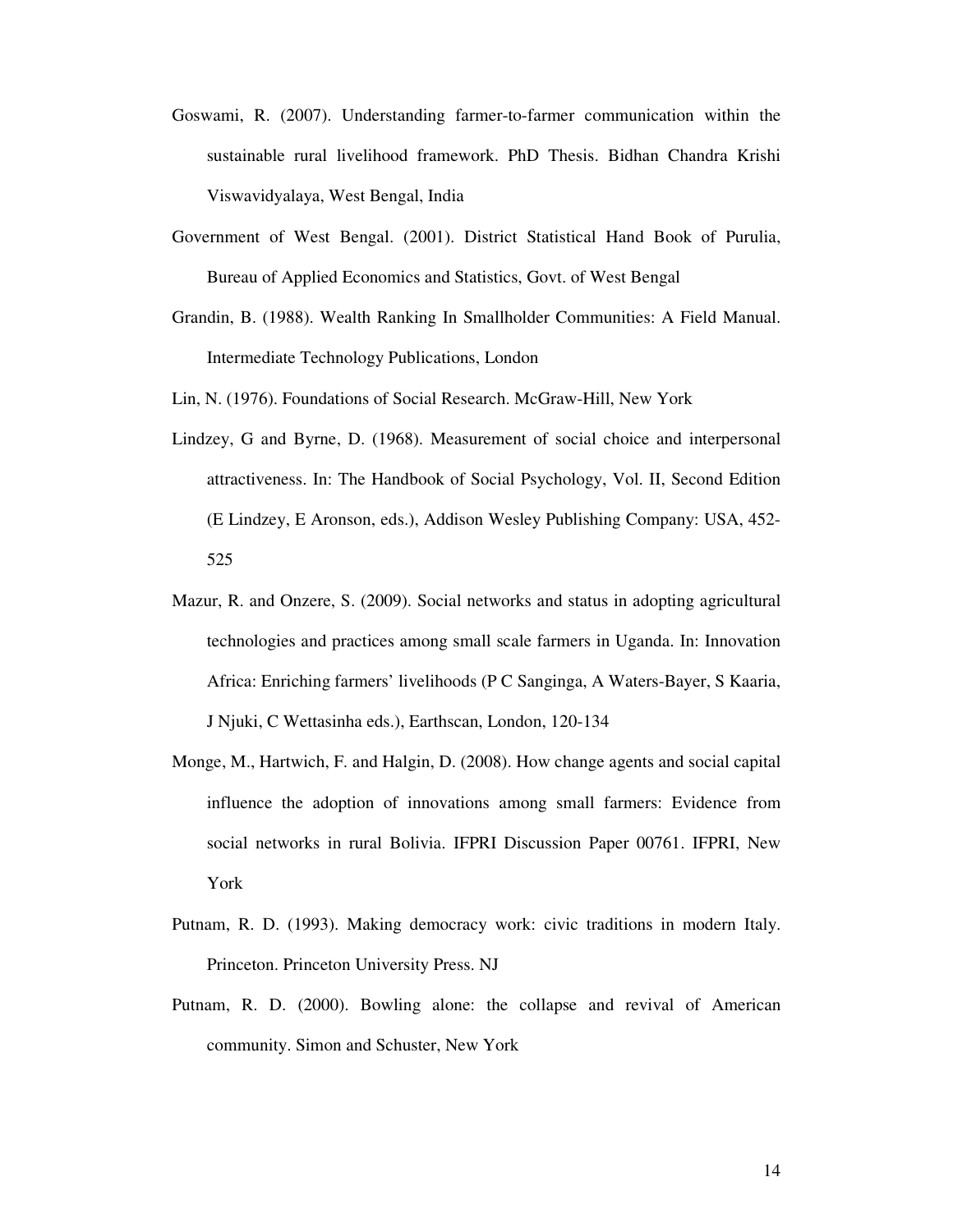Goswami, R. (2007). Understanding farmer-to-farmer communication within the sustainable rural livelihood framework. PhD Thesis. Bidhan Chandra Krishi Viswavidyalaya, West Bengal, India

Government of West Bengal. (2001). District Statistical Hand Book of Purulia, Bureau of Applied Economics and Statistics, Govt. of West Bengal

Grandin, B. (1988). Wealth Ranking In Smallholder Communities: A Field Manual. Intermediate Technology Publications, London

Lin, N. (1976). Foundations of Social Research. McGraw-Hill, New York

Lindzey, G and Byrne, D. (1968). Measurement of social choice and interpersonal attractiveness. In: The Handbook of Social Psychology, Vol. II, Second Edition (E Lindzey, E Aronson, eds.), Addison Wesley Publishing Company: USA, 452-525

Mazur, R. and Onzere, S. (2009). Social networks and status in adopting agricultural technologies and practices among small scale farmers in Uganda. In: Innovation Africa: Enriching farmers' livelihoods (P C Sanginga, A Waters-Bayer, S Kaaria, J Njuki, C Wettasinha eds.), Earthscan, London, 120-134

Monge, M., Hartwich, F. and Halgin, D. (2008). How change agents and social capital influence the adoption of innovations among small farmers: Evidence from social networks in rural Bolivia. IFPRI Discussion Paper 00761. IFPRI, New York

Putnam, R. D. (1993). Making democracy work: civic traditions in modern Italy. Princeton. Princeton University Press. NJ

Putnam, R. D. (2000). Bowling alone: the collapse and revival of American community. Simon and Schuster, New York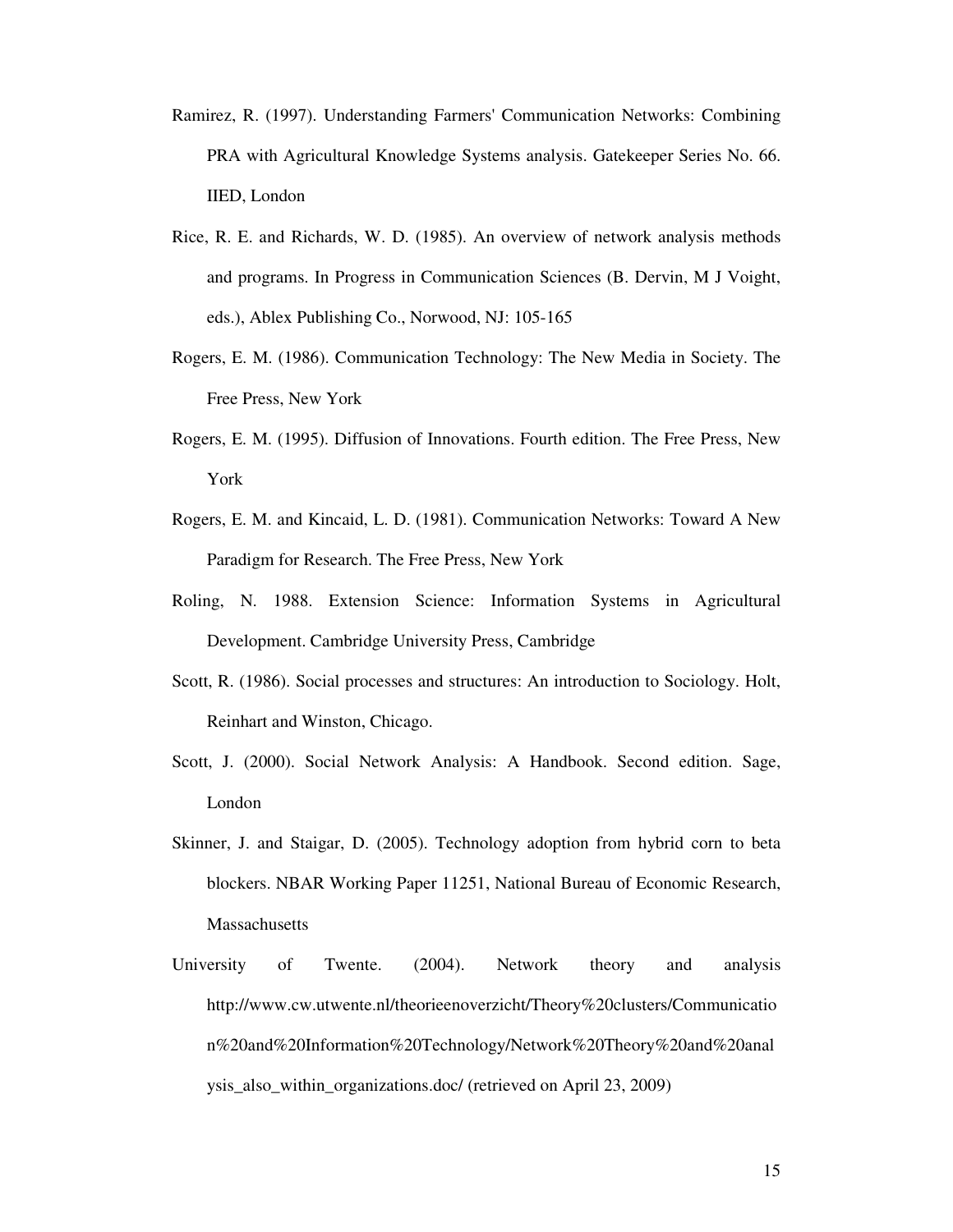Ramirez, R. (1997). Understanding Farmers' Communication Networks: Combining PRA with Agricultural Knowledge Systems analysis. Gatekeeper Series No. 66. IIED, London

Rice, R. E. and Richards, W. D. (1985). An overview of network analysis methods and programs. In Progress in Communication Sciences (B. Dervin, M J Voight, eds.), Ablex Publishing Co., Norwood, NJ: 105-165

Rogers, E. M. (1986). Communication Technology: The New Media in Society. The Free Press, New York

Rogers, E. M. (1995). Diffusion of Innovations. Fourth edition. The Free Press, New York

Rogers, E. M. and Kincaid, L. D. (1981). Communication Networks: Toward A New Paradigm for Research. The Free Press, New York

Roling, N. 1988. Extension Science: Information Systems in Agricultural Development. Cambridge University Press, Cambridge

Scott, R. (1986). Social processes and structures: An introduction to Sociology. Holt, Reinhart and Winston, Chicago.

Scott, J. (2000). Social Network Analysis: A Handbook. Second edition. Sage, London

Skinner, J. and Staigar, D. (2005). Technology adoption from hybrid corn to beta blockers. NBAR Working Paper 11251, National Bureau of Economic Research, Massachusetts

University of Twente. (2004). Network theory and analysis http://www.cw.utwente.nl/theorieenoverzicht/Theory%20clusters/Communication%20and%20Information%20Technology/Network%20Theory%20and%20analysis_also_within_organizations.doc/ (retrieved on April 23, 2009)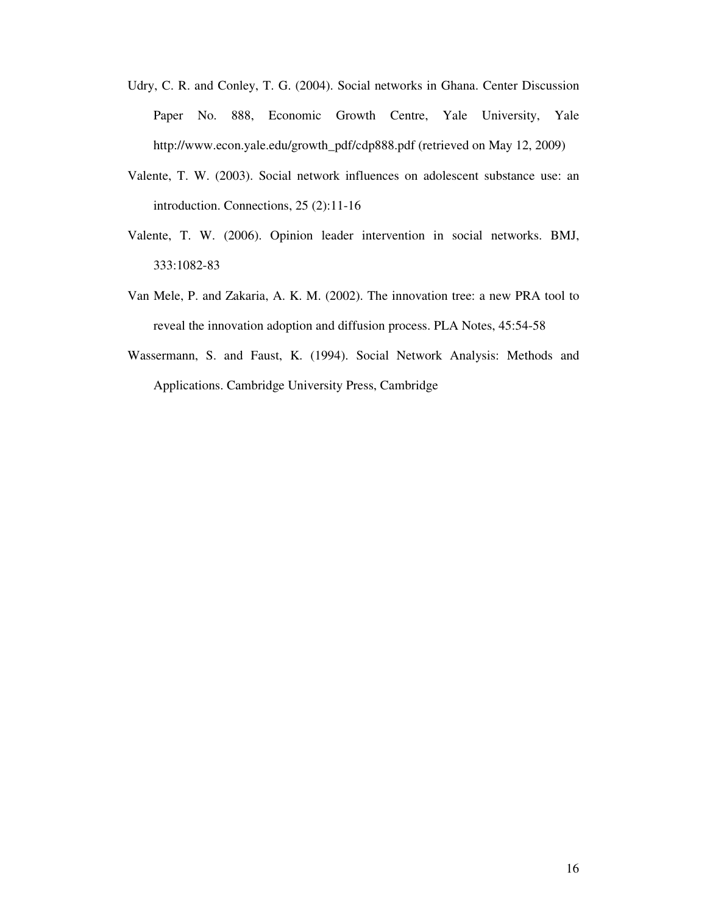Udry, C. R. and Conley, T. G. (2004). Social networks in Ghana. Center Discussion Paper No. 888, Economic Growth Centre, Yale University, Yale http://www.econ.yale.edu/growth_pdf/cdp888.pdf (retrieved on May 12, 2009)

Valente, T. W. (2003). Social network influences on adolescent substance use: an introduction. Connections, 25 (2):11-16

Valente, T. W. (2006). Opinion leader intervention in social networks. BMJ, 333:1082-83

Van Mele, P. and Zakaria, A. K. M. (2002). The innovation tree: a new PRA tool to reveal the innovation adoption and diffusion process. PLA Notes, 45:54-58

Wassermann, S. and Faust, K. (1994). Social Network Analysis: Methods and Applications. Cambridge University Press, Cambridge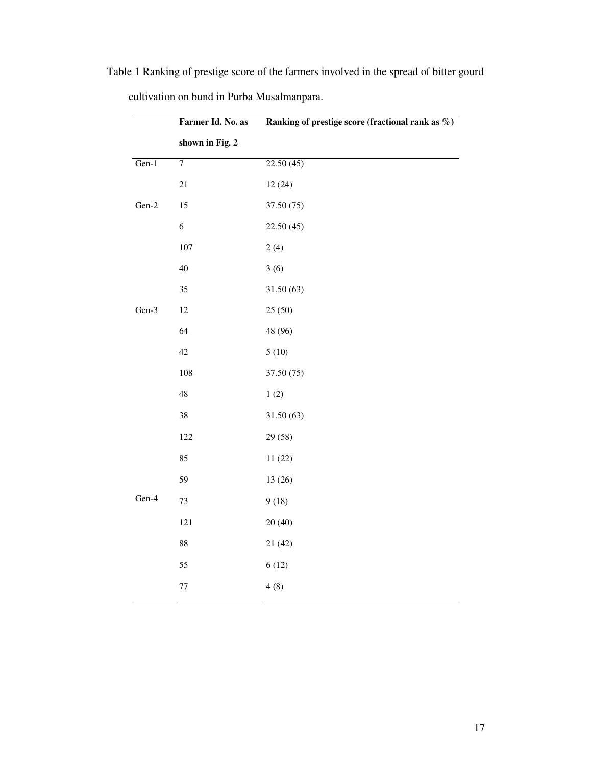Table 1 Ranking of prestige score of the farmers involved in the spread of bitter gourd cultivation on bund in Purba Musalmanpara.

| | **Farmer Id. No. as shown in Fig. 2** | **Ranking of prestige score (fractional rank as %)** |
|---|---|---|
| Gen-1 | 7 | 22.50 (45) |
| | 21 | 12 (24) |
| Gen-2 | 15 | 37.50 (75) |
| | 6 | 22.50 (45) |
| | 107 | 2 (4) |
| | 40 | 3 (6) |
| | 35 | 31.50 (63) |
| Gen-3 | 12 | 25 (50) |
| | 64 | 48 (96) |
| | 42 | 5 (10) |
| | 108 | 37.50 (75) |
| | 48 | 1 (2) |
| | 38 | 31.50 (63) |
| | 122 | 29 (58) |
| | 85 | 11 (22) |
| | 59 | 13 (26) |
| Gen-4 | 73 | 9 (18) |
| | 121 | 20 (40) |
| | 88 | 21 (42) |
| | 55 | 6 (12) |
| | 77 | 4 (8) |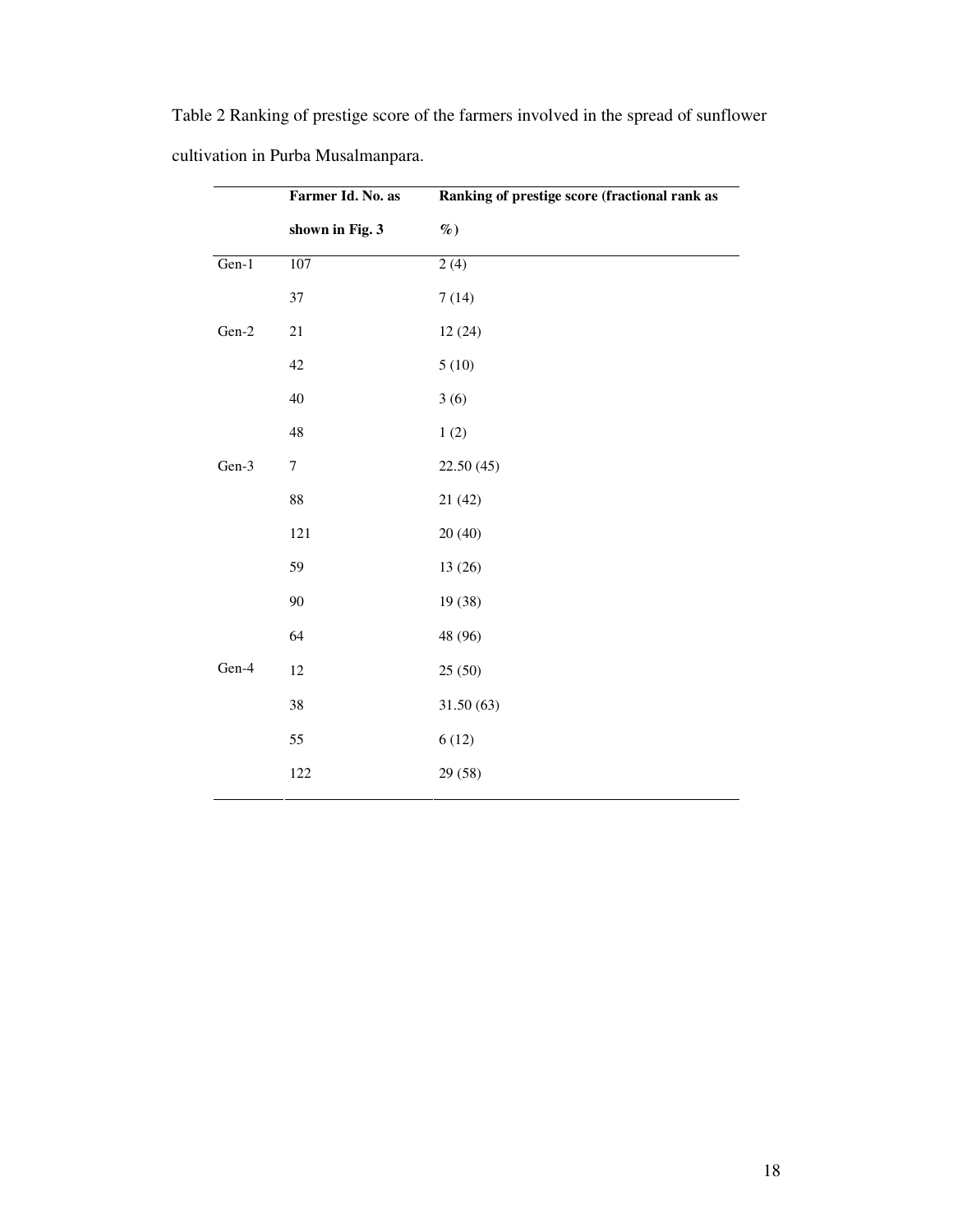Table 2 Ranking of prestige score of the farmers involved in the spread of sunflower cultivation in Purba Musalmanpara.

| | **Farmer Id. No. as shown in Fig. 3** | **Ranking of prestige score (fractional rank as %)** |
|---|---|---|
| Gen-1 | 107 | 2 (4) |
| | 37 | 7 (14) |
| Gen-2 | 21 | 12 (24) |
| | 42 | 5 (10) |
| | 40 | 3 (6) |
| | 48 | 1 (2) |
| Gen-3 | 7 | 22.50 (45) |
| | 88 | 21 (42) |
| | 121 | 20 (40) |
| | 59 | 13 (26) |
| | 90 | 19 (38) |
| | 64 | 48 (96) |
| Gen-4 | 12 | 25 (50) |
| | 38 | 31.50 (63) |
| | 55 | 6 (12) |
| | 122 | 29 (58) |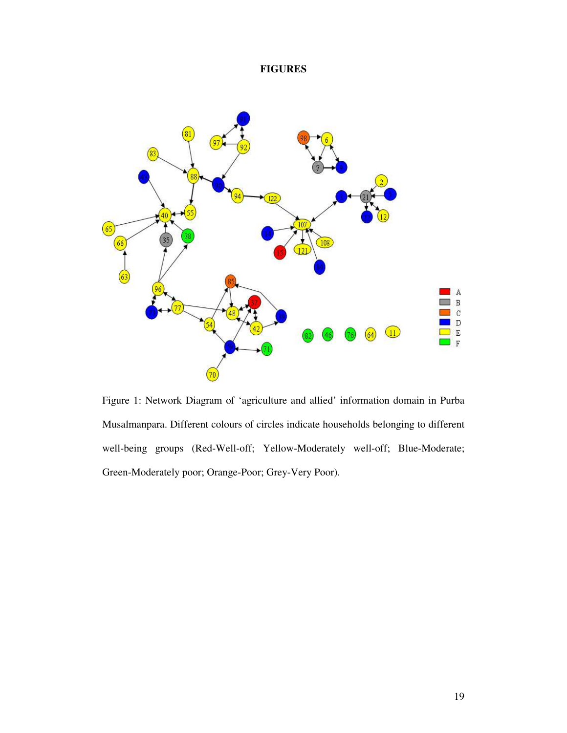**FIGURES**

Figure 1: Network Diagram of ‘agriculture and allied’ information domain in Purba Musalmanpara. Different colours of circles indicate households belonging to different well-being groups (Red-Well-off; Yellow-Moderately well-off; Blue-Moderate; Green-Moderately poor; Orange-Poor; Grey-Very Poor).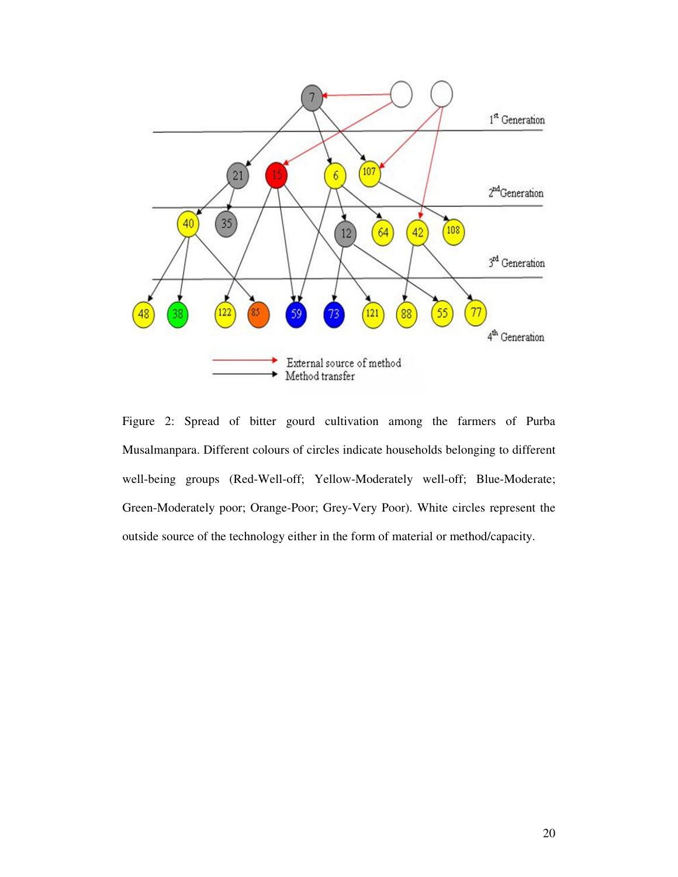Figure 2: Spread of bitter gourd cultivation among the farmers of Purba Musalmanpara. Different colours of circles indicate households belonging to different well-being groups (Red-Well-off; Yellow-Moderately well-off; Blue-Moderate; Green-Moderately poor; Orange-Poor; Grey-Very Poor). White circles represent the outside source of the technology either in the form of material or method/capacity.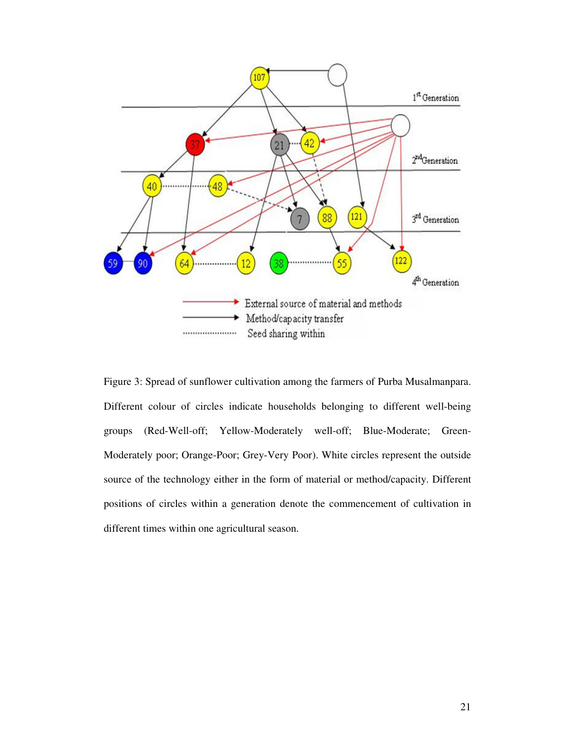1st Generation

2nd Generation

3rd Generation

4th Generation

107

37

21

42

40

48

7

88

121

59

90

64

12

38

55

122

External source of material and methods

Method/capacity transfer

Seed sharing within

Figure 3: Spread of sunflower cultivation among the farmers of Purba Musalmanpara. Different colour of circles indicate households belonging to different well-being groups (Red-Well-off; Yellow-Moderately well-off; Blue-Moderate; Green-Moderately poor; Orange-Poor; Grey-Very Poor). White circles represent the outside source of the technology either in the form of material or method/capacity. Different positions of circles within a generation denote the commencement of cultivation in different times within one agricultural season.